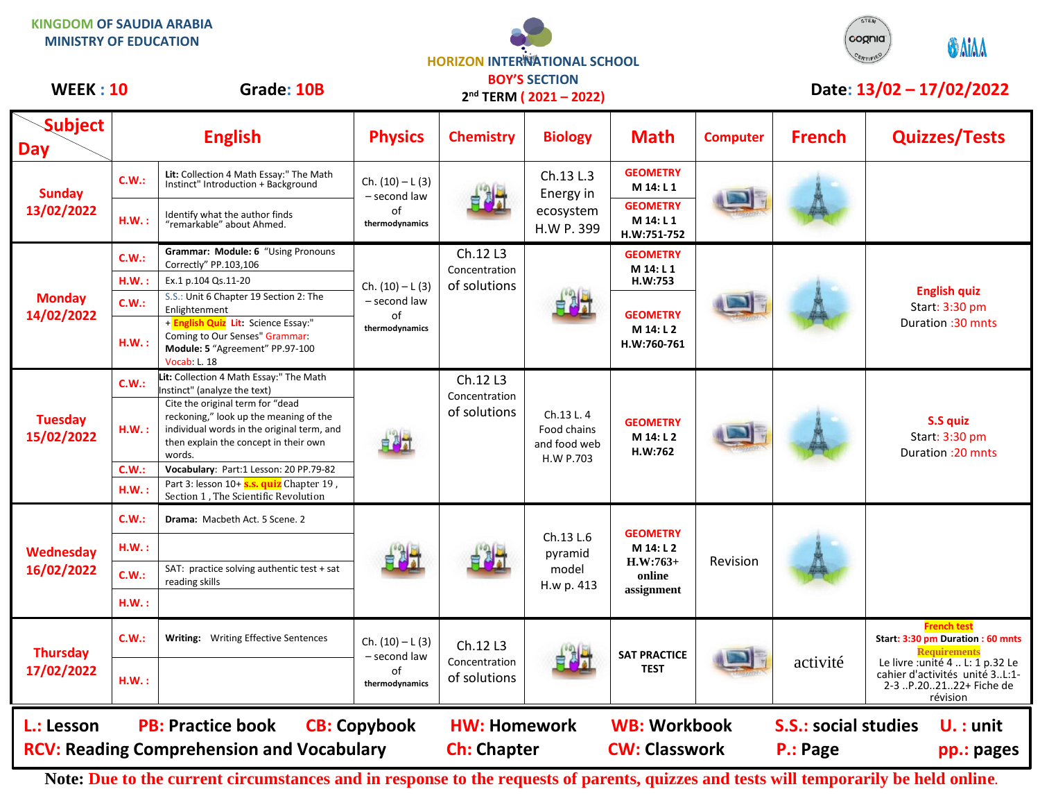KINGDOM OF SAUDIA ARABIA
MINISTRY OF EDUCATION

HORIZON INTERNATIONAL SCHOOL
BOY'S SECTION
2nd TERM ( 2021 – 2022)

**WEEK : 10** **Grade: 10B** **Date: 13/02 – 17/02/2022**

| Day | | English | Physics | Chemistry | Biology | Math | Computer | French | Quizzes/Tests |
|---|---|---|---|---|---|---|---|---|---|
| Sunday 13/02/2022 | C.W.: | **Lit:** Collection 4 Math Essay:" The Math Instinct" Introduction + Background | Ch. (10) – L (3) – second law of thermodynamics | | Ch.13 L.3 Energy in ecosystem H.W P. 399 | GEOMETRY M 14: L 1 | | | |
| | H.W. : | Identify what the author finds "remarkable" about Ahmed. | | | | GEOMETRY M 14: L 1 H.W:751-752 | | | |
| Monday 14/02/2022 | C.W.: | **Grammar: Module: 6** "Using Pronouns Correctly" PP.103,106 | Ch. (10) – L (3) – second law of thermodynamics | Ch.12 L3 Concentration of solutions | | GEOMETRY M 14: L 1 H.W:753 | | | English quiz Start: 3:30 pm Duration :30 mnts |
| | H.W. : | Ex.1 p.104 Qs.11-20 | | | | | | | |
| | C.W.: | S.S.: Unit 6 Chapter 19 Section 2: The Enlightenment | | | | GEOMETRY M 14: L 2 H.W:760-761 | | | |
| | H.W. : | + **English Quiz** **Lit:** Science Essay:" Coming to Our Senses" Grammar: **Module: 5** "Agreement" PP.97-100 Vocab: L. 18 | | | | | | | |
| Tuesday 15/02/2022 | C.W.: | **Lit:** Collection 4 Math Essay:" The Math Instinct" (analyze the text) | | Ch.12 L3 Concentration of solutions | Ch.13 L. 4 Food chains and food web H.W P.703 | GEOMETRY M 14: L 2 H.W:762 | | | S.S quiz Start: 3:30 pm Duration :20 mnts |
| | H.W. : | Cite the original term for "dead reckoning," look up the meaning of the individual words in the original term, and then explain the concept in their own words. | | | | | | | |
| | C.W.: | **Vocabulary:** Part:1 Lesson: 20 PP.79-82 | | | | | | | |
| | H.W. : | Part 3: lesson 10+ **s.s. quiz** Chapter 19 , Section 1 , The Scientific Revolution | | | | | | | |
| Wednesday 16/02/2022 | C.W.: | **Drama:** Macbeth Act. 5 Scene. 2 | | | Ch.13 L.6 pyramid model H.w p. 413 | GEOMETRY M 14: L 2 H.W:763+ online assignment | Revision | | |
| | H.W. : | | | | | | | | |
| | C.W.: | SAT: practice solving authentic test + sat reading skills | | | | | | | |
| | H.W. : | | | | | | | | |
| Thursday 17/02/2022 | C.W.: | **Writing:** Writing Effective Sentences | Ch. (10) – L (3) – second law of thermodynamics | Ch.12 L3 Concentration of solutions | | SAT PRACTICE TEST | | activité | **French test** Start: 3:30 pm Duration : 60 mnts **Requirements** Le livre :unité 4 .. L: 1 p.32 Le cahier d'activités unité 3..L:1-2-3 ..P.20..21..22+ Fiche de révision |
| | H.W. : | | | | | | | | |

**L.: Lesson** **PB: Practice book** **CB: Copybook** **HW: Homework** **WB: Workbook** **S.S.: social studies** **U. : unit**
**RCV: Reading Comprehension and Vocabulary** **Ch: Chapter** **CW: Classwork** **P.: Page** **pp.: pages**

**Note:** Due to the current circumstances and in response to the requests of parents, quizzes and tests will temporarily be held online.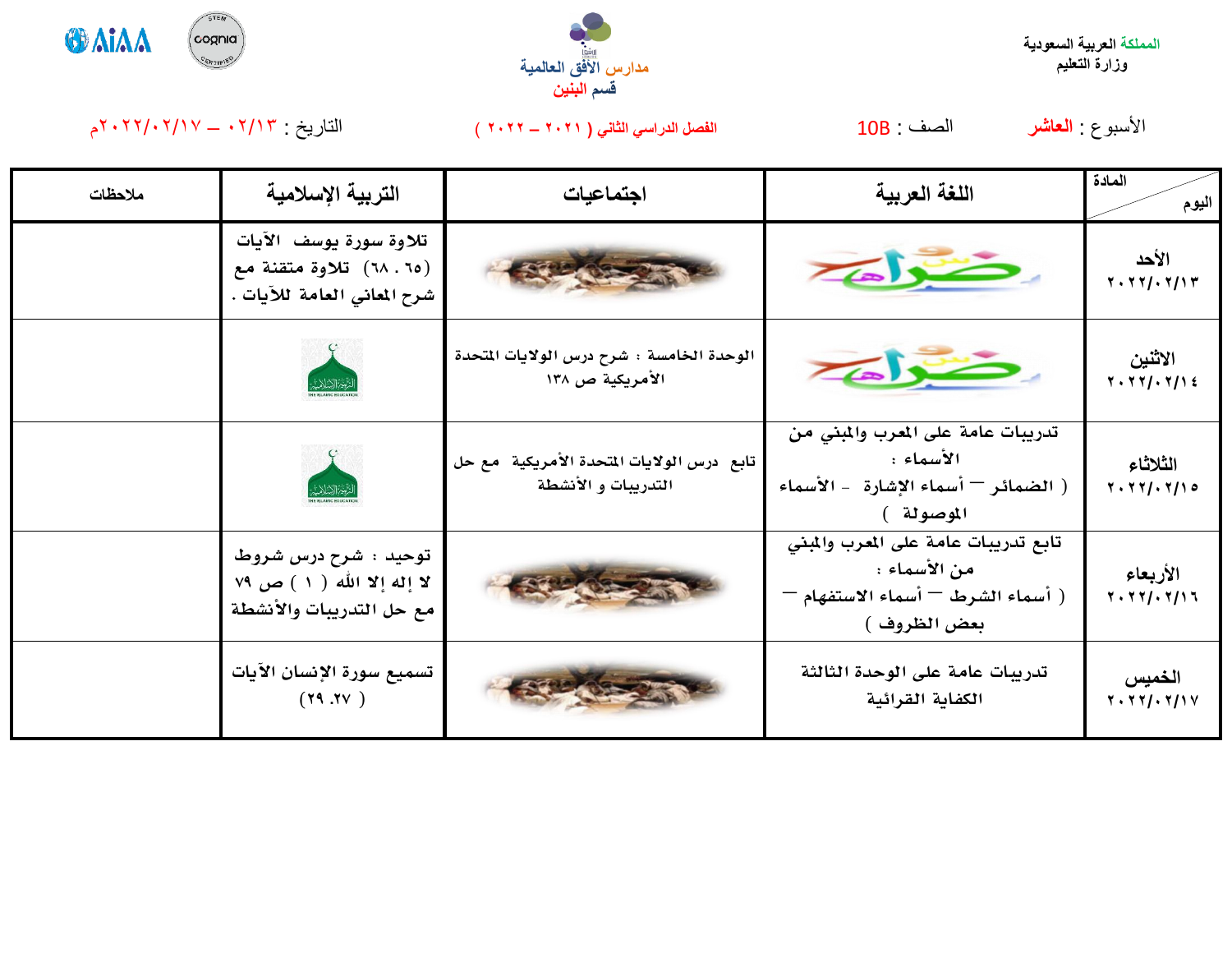المملكة العربية السعودية
وزارة التعليم

مدارس الأفق العالمية
قسم البنين

الأسبوع : العاشر  الصف : 10B  الفصل الدراسي الثاني ( ٢٠٢١ – ٢٠٢٢ )  التاريخ : ٠٢/١٣ – ٢٠٢٢/٠٢/١٧م

| اليوم / المادة | اللغة العربية | اجتماعيات | التربية الإسلامية | ملاحظات |
|---|---|---|---|---|
| الأحد ٢٠٢٢/٠٢/١٣ | | | تلاوة سورة يوسف الآيات (٦٥ . ٦٨) تلاوة متقنة مع شرح المعاني العامة للآيات . | |
| الاثنين ٢٠٢٢/٠٢/١٤ | | الوحدة الخامسة : شرح درس الولايات المتحدة الأمريكية ص ١٣٨ | | |
| الثلاثاء ٢٠٢٢/٠٢/١٥ | تدريبات عامة على المعرب والمبني من الأسماء : ( الضمائر – أسماء الإشارة – الأسماء الموصولة ) | تابع درس الولايات المتحدة الأمريكية مع حل التدريبات و الأنشطة | | |
| الأربعاء ٢٠٢٢/٠٢/١٦ | تابع تدريبات عامة على المعرب والمبني من الأسماء : ( أسماء الشرط – أسماء الاستفهام – بعض الظروف ) | | توحيد : شرح درس شروط لا إله إلا الله ( ١ ) ص ٧٩ مع حل التدريبات والأنشطة | |
| الخميس ٢٠٢٢/٠٢/١٧ | تدريبات عامة على الوحدة الثالثة الكفاية القرائية | | تسميع سورة الإنسان الآيات ( ٢٧. ٢٩) | |